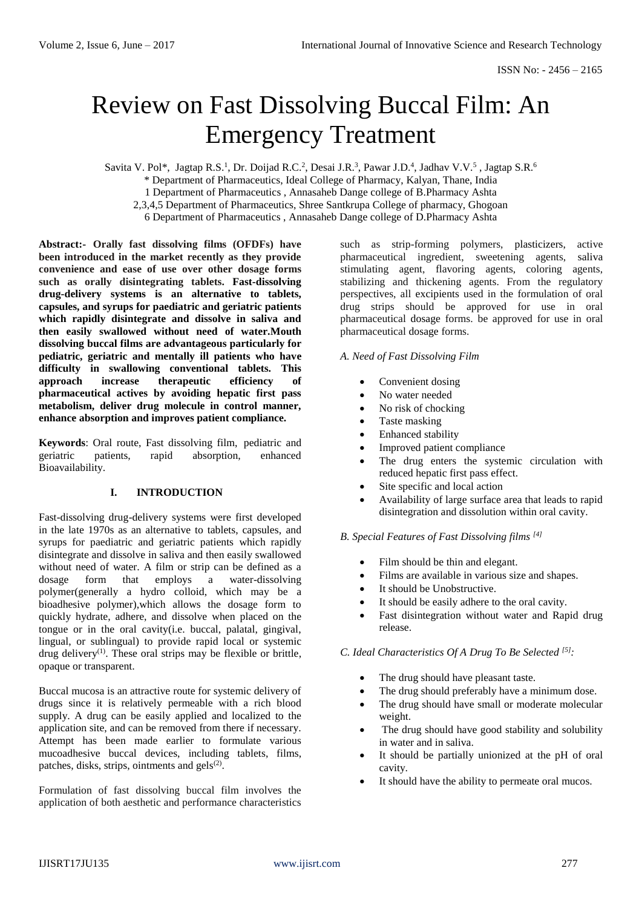# Review on Fast Dissolving Buccal Film: An Emergency Treatment

Savita V. Pol*, Jagtap R.S.[1], Dr. Doijad R.C.[2], Desai J.R.[3], Pawar J.D.[4], Jadhav V.V.[5], Jagtap S.R.[6]

\* Department of Pharmaceutics, Ideal College of Pharmacy, Kalyan, Thane, India
1 Department of Pharmaceutics , Annasaheb Dange college of B.Pharmacy Ashta
2,3,4,5 Department of Pharmaceutics, Shree Santkrupa College of pharmacy, Ghogoan
6 Department of Pharmaceutics , Annasaheb Dange college of D.Pharmacy Ashta

**Abstract:- Orally fast dissolving films (OFDFs) have been introduced in the market recently as they provide convenience and ease of use over other dosage forms such as orally disintegrating tablets. Fast-dissolving drug-delivery systems is an alternative to tablets, capsules, and syrups for paediatric and geriatric patients which rapidly disintegrate and dissolve in saliva and then easily swallowed without need of water.Mouth dissolving buccal films are advantageous particularly for pediatric, geriatric and mentally ill patients who have difficulty in swallowing conventional tablets. This approach increase therapeutic efficiency of pharmaceutical actives by avoiding hepatic first pass metabolism, deliver drug molecule in control manner, enhance absorption and improves patient compliance.**

**Keywords**: Oral route, Fast dissolving film, pediatric and geriatric patients, rapid absorption, enhanced Bioavailability.

## I. INTRODUCTION

Fast-dissolving drug-delivery systems were first developed in the late 1970s as an alternative to tablets, capsules, and syrups for paediatric and geriatric patients which rapidly disintegrate and dissolve in saliva and then easily swallowed without need of water. A film or strip can be defined as a dosage form that employs a water-dissolving polymer(generally a hydro colloid, which may be a bioadhesive polymer),which allows the dosage form to quickly hydrate, adhere, and dissolve when placed on the tongue or in the oral cavity(i.e. buccal, palatal, gingival, lingual, or sublingual) to provide rapid local or systemic drug delivery[1]. These oral strips may be flexible or brittle, opaque or transparent.

Buccal mucosa is an attractive route for systemic delivery of drugs since it is relatively permeable with a rich blood supply. A drug can be easily applied and localized to the application site, and can be removed from there if necessary. Attempt has been made earlier to formulate various mucoadhesive buccal devices, including tablets, films, patches, disks, strips, ointments and gels[2].

Formulation of fast dissolving buccal film involves the application of both aesthetic and performance characteristics such as strip-forming polymers, plasticizers, active pharmaceutical ingredient, sweetening agents, saliva stimulating agent, flavoring agents, coloring agents, stabilizing and thickening agents. From the regulatory perspectives, all excipients used in the formulation of oral drug strips should be approved for use in oral pharmaceutical dosage forms. be approved for use in oral pharmaceutical dosage forms.

### *A. Need of Fast Dissolving Film*

- Convenient dosing
- No water needed
- No risk of chocking
- Taste masking
- Enhanced stability
- Improved patient compliance
- The drug enters the systemic circulation with reduced hepatic first pass effect.
- Site specific and local action
- Availability of large surface area that leads to rapid disintegration and dissolution within oral cavity.

### *B. Special Features of Fast Dissolving films [4]*

- Film should be thin and elegant.
- Films are available in various size and shapes.
- It should be Unobstructive.
- It should be easily adhere to the oral cavity.
- Fast disintegration without water and Rapid drug release.

### *C. Ideal Characteristics Of A Drug To Be Selected [5]:*

- The drug should have pleasant taste.
- The drug should preferably have a minimum dose.
- The drug should have small or moderate molecular weight.
- The drug should have good stability and solubility in water and in saliva.
- It should be partially unionized at the pH of oral cavity.
- It should have the ability to permeate oral mucos.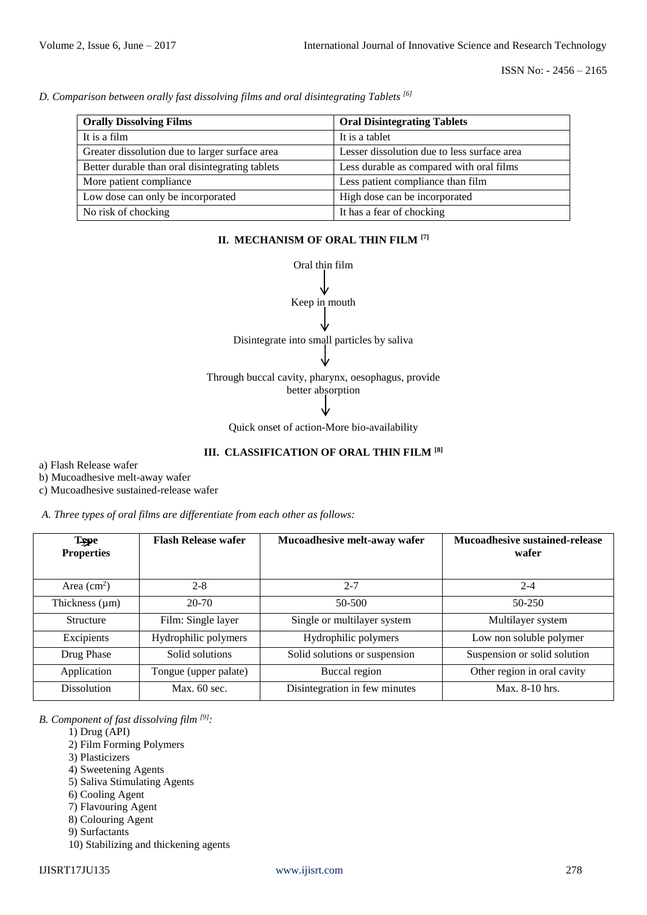*D. Comparison between orally fast dissolving films and oral disintegrating Tablets [6]*

| Orally Dissolving Films | Oral Disintegrating Tablets |
|---|---|
| It is a film | It is a tablet |
| Greater dissolution due to larger surface area | Lesser dissolution due to less surface area |
| Better durable than oral disintegrating tablets | Less durable as compared with oral films |
| More patient compliance | Less patient compliance than film |
| Low dose can only be incorporated | High dose can be incorporated |
| No risk of chocking | It has a fear of chocking |

## II. MECHANISM OF ORAL THIN FILM [7]

Oral thin film

↓

Keep in mouth

↓

Disintegrate into small particles by saliva

↓

Through buccal cavity, pharynx, oesophagus, provide better absorption

↓

Quick onset of action-More bio-availability

## III. CLASSIFICATION OF ORAL THIN FILM [8]

a) Flash Release wafer
b) Mucoadhesive melt-away wafer
c) Mucoadhesive sustained-release wafer

*A. Three types of oral films are differentiate from each other as follows:*

| Type / Properties | Flash Release wafer | Mucoadhesive melt-away wafer | Mucoadhesive sustained-release wafer |
|---|---|---|---|
| Area ($cm^2$) | 2-8 | 2-7 | 2-4 |
| Thickness (μm) | 20-70 | 50-500 | 50-250 |
| Structure | Film: Single layer | Single or multilayer system | Multilayer system |
| Excipients | Hydrophilic polymers | Hydrophilic polymers | Low non soluble polymer |
| Drug Phase | Solid solutions | Solid solutions or suspension | Suspension or solid solution |
| Application | Tongue (upper palate) | Buccal region | Other region in oral cavity |
| Dissolution | Max. 60 sec. | Disintegration in few minutes | Max. 8-10 hrs. |

*B. Component of fast dissolving film [9]:*

1) Drug (API)
2) Film Forming Polymers
3) Plasticizers
4) Sweetening Agents
5) Saliva Stimulating Agents
6) Cooling Agent
7) Flavouring Agent
8) Colouring Agent
9) Surfactants
10) Stabilizing and thickening agents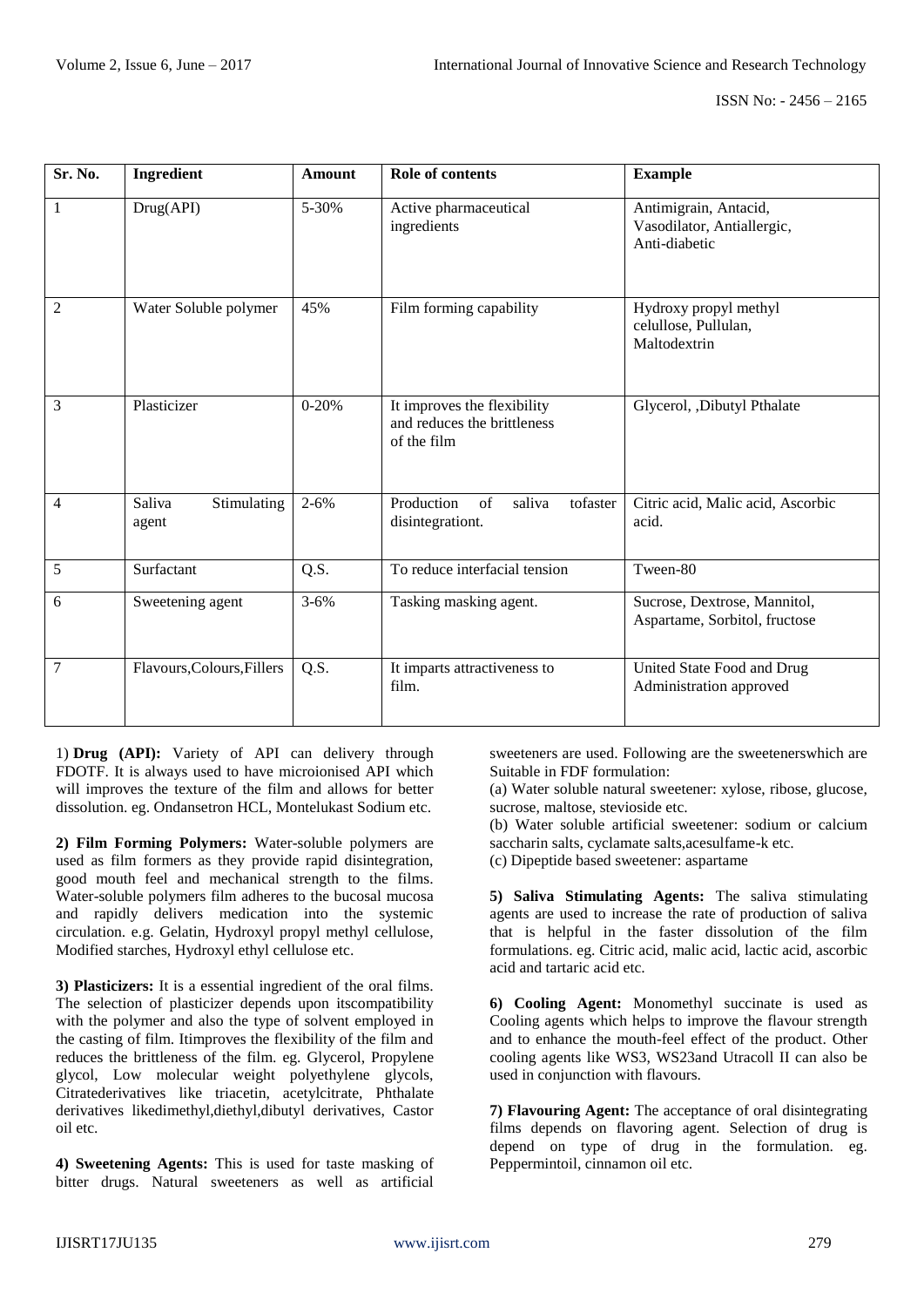| Sr. No. | Ingredient | Amount | Role of contents | Example |
|---|---|---|---|---|
| 1 | Drug(API) | 5-30% | Active pharmaceutical ingredients | Antimigrain, Antacid, Vasodilator, Antiallergic, Anti-diabetic |
| 2 | Water Soluble polymer | 45% | Film forming capability | Hydroxy propyl methyl celullose, Pullulan, Maltodextrin |
| 3 | Plasticizer | 0-20% | It improves the flexibility and reduces the brittleness of the film | Glycerol, ,Dibutyl Pthalate |
| 4 | Saliva Stimulating agent | 2-6% | Production of saliva tofaster disintegrationt. | Citric acid, Malic acid, Ascorbic acid. |
| 5 | Surfactant | Q.S. | To reduce interfacial tension | Tween-80 |
| 6 | Sweetening agent | 3-6% | Tasking masking agent. | Sucrose, Dextrose, Mannitol, Aspartame, Sorbitol, fructose |
| 7 | Flavours,Colours,Fillers | Q.S. | It imparts attractiveness to film. | United State Food and Drug Administration approved |

1) **Drug (API):** Variety of API can delivery through FDOTF. It is always used to have microionised API which will improves the texture of the film and allows for better dissolution. eg. Ondansetron HCL, Montelukast Sodium etc.

**2) Film Forming Polymers:** Water-soluble polymers are used as film formers as they provide rapid disintegration, good mouth feel and mechanical strength to the films. Water-soluble polymers film adheres to the bucosal mucosa and rapidly delivers medication into the systemic circulation. e.g. Gelatin, Hydroxyl propyl methyl cellulose, Modified starches, Hydroxyl ethyl cellulose etc.

**3) Plasticizers:** It is a essential ingredient of the oral films. The selection of plasticizer depends upon itscompatibility with the polymer and also the type of solvent employed in the casting of film. Itimproves the flexibility of the film and reduces the brittleness of the film. eg. Glycerol, Propylene glycol, Low molecular weight polyethylene glycols, Citratederivatives like triacetin, acetylcitrate, Phthalate derivatives likedimethyl,diethyl,dibutyl derivatives, Castor oil etc.

**4) Sweetening Agents:** This is used for taste masking of bitter drugs. Natural sweeteners as well as artificial sweeteners are used. Following are the sweetenerswhich are Suitable in FDF formulation:

(a) Water soluble natural sweetener: xylose, ribose, glucose, sucrose, maltose, stevioside etc.

(b) Water soluble artificial sweetener: sodium or calcium saccharin salts, cyclamate salts,acesulfame-k etc.

(c) Dipeptide based sweetener: aspartame

**5) Saliva Stimulating Agents:** The saliva stimulating agents are used to increase the rate of production of saliva that is helpful in the faster dissolution of the film formulations. eg. Citric acid, malic acid, lactic acid, ascorbic acid and tartaric acid etc.

**6) Cooling Agent:** Monomethyl succinate is used as Cooling agents which helps to improve the flavour strength and to enhance the mouth-feel effect of the product. Other cooling agents like WS3, WS23and Utracoll II can also be used in conjunction with flavours.

**7) Flavouring Agent:** The acceptance of oral disintegrating films depends on flavoring agent. Selection of drug is depend on type of drug in the formulation. eg. Peppermintoil, cinnamon oil etc.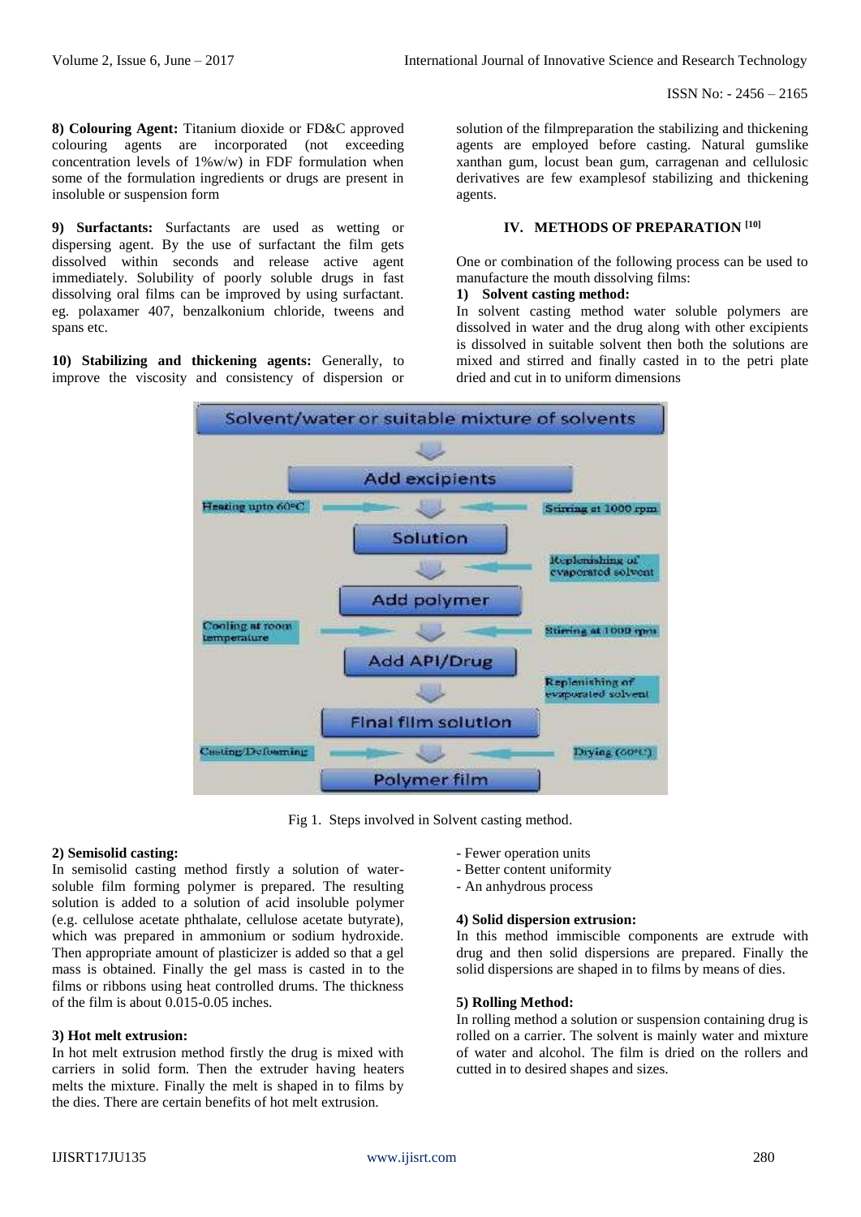**8) Colouring Agent:** Titanium dioxide or FD&C approved colouring agents are incorporated (not exceeding concentration levels of 1%w/w) in FDF formulation when some of the formulation ingredients or drugs are present in insoluble or suspension form

**9) Surfactants:** Surfactants are used as wetting or dispersing agent. By the use of surfactant the film gets dissolved within seconds and release active agent immediately. Solubility of poorly soluble drugs in fast dissolving oral films can be improved by using surfactant. eg. polaxamer 407, benzalkonium chloride, tweens and spans etc.

**10) Stabilizing and thickening agents:** Generally, to improve the viscosity and consistency of dispersion or solution of the filmpreparation the stabilizing and thickening agents are employed before casting. Natural gumslike xanthan gum, locust bean gum, carragenan and cellulosic derivatives are few examplesof stabilizing and thickening agents.

## IV. METHODS OF PREPARATION [10]

One or combination of the following process can be used to manufacture the mouth dissolving films:

**1) Solvent casting method:**

In solvent casting method water soluble polymers are dissolved in water and the drug along with other excipients is dissolved in suitable solvent then both the solutions are mixed and stirred and finally casted in to the petri plate dried and cut in to uniform dimensions

Fig 1. Steps involved in Solvent casting method.

**2) Semisolid casting:**

In semisolid casting method firstly a solution of water-soluble film forming polymer is prepared. The resulting solution is added to a solution of acid insoluble polymer (e.g. cellulose acetate phthalate, cellulose acetate butyrate), which was prepared in ammonium or sodium hydroxide. Then appropriate amount of plasticizer is added so that a gel mass is obtained. Finally the gel mass is casted in to the films or ribbons using heat controlled drums. The thickness of the film is about 0.015-0.05 inches.

**3) Hot melt extrusion:**

In hot melt extrusion method firstly the drug is mixed with carriers in solid form. Then the extruder having heaters melts the mixture. Finally the melt is shaped in to films by the dies. There are certain benefits of hot melt extrusion.

- Fewer operation units
- Better content uniformity
- An anhydrous process

**4) Solid dispersion extrusion:**

In this method immiscible components are extrude with drug and then solid dispersions are prepared. Finally the solid dispersions are shaped in to films by means of dies.

**5) Rolling Method:**

In rolling method a solution or suspension containing drug is rolled on a carrier. The solvent is mainly water and mixture of water and alcohol. The film is dried on the rollers and cutted in to desired shapes and sizes.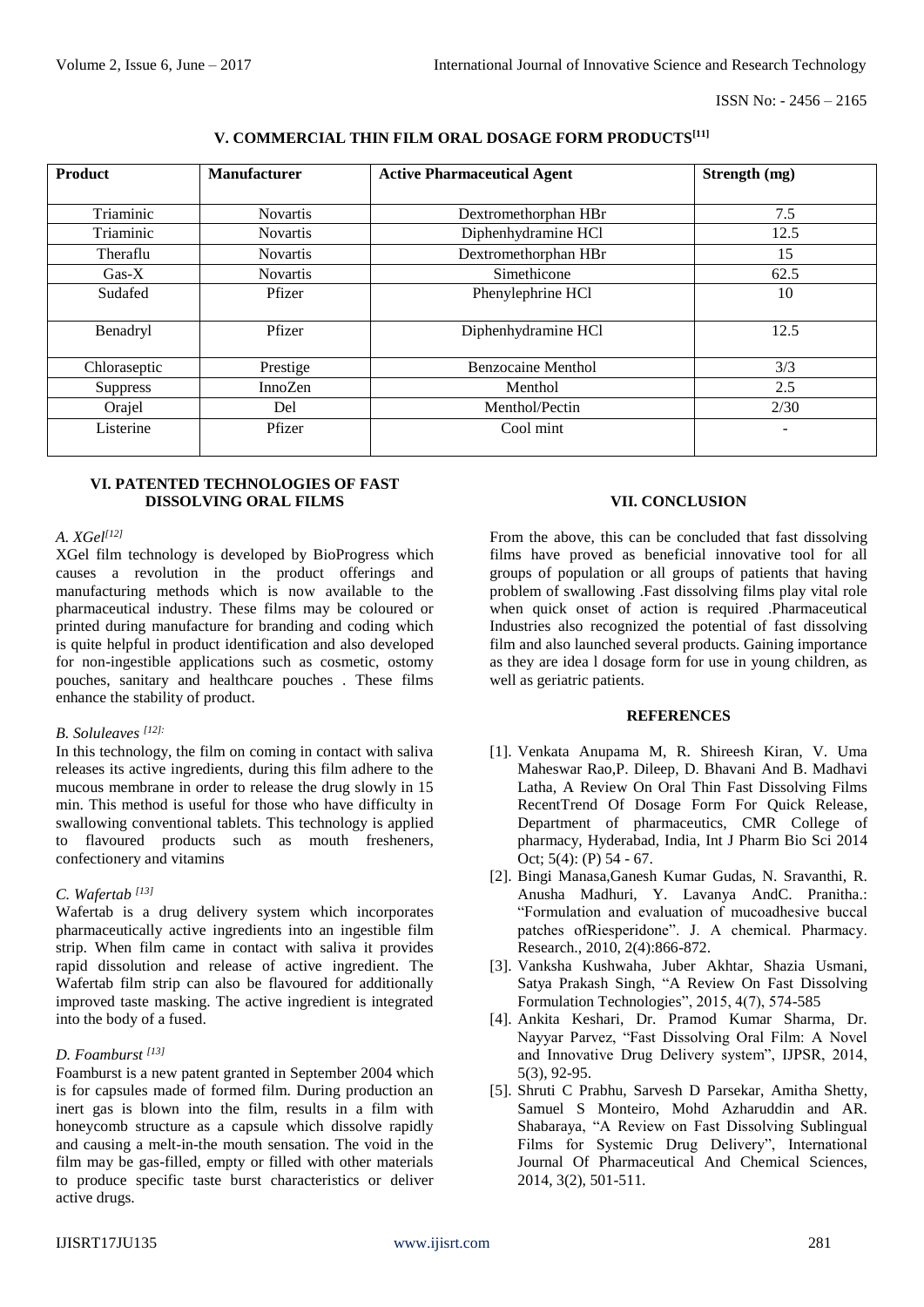## V. COMMERCIAL THIN FILM ORAL DOSAGE FORM PRODUCTS[11]

| Product | Manufacturer | Active Pharmaceutical Agent | Strength (mg) |
|---|---|---|---|
| Triaminic | Novartis | Dextromethorphan HBr | 7.5 |
| Triaminic | Novartis | Diphenhydramine HCl | 12.5 |
| Theraflu | Novartis | Dextromethorphan HBr | 15 |
| Gas-X | Novartis | Simethicone | 62.5 |
| Sudafed | Pfizer | Phenylephrine HCl | 10 |
| Benadryl | Pfizer | Diphenhydramine HCl | 12.5 |
| Chloraseptic | Prestige | Benzocaine Menthol | 3/3 |
| Suppress | InnoZen | Menthol | 2.5 |
| Orajel | Del | Menthol/Pectin | 2/30 |
| Listerine | Pfizer | Cool mint | - |

## VI. PATENTED TECHNOLOGIES OF FAST DISSOLVING ORAL FILMS

### *A. XGel[12]*

XGel film technology is developed by BioProgress which causes a revolution in the product offerings and manufacturing methods which is now available to the pharmaceutical industry. These films may be coloured or printed during manufacture for branding and coding which is quite helpful in product identification and also developed for non-ingestible applications such as cosmetic, ostomy pouches, sanitary and healthcare pouches . These films enhance the stability of product.

### *B. Soluleaves [12]:*

In this technology, the film on coming in contact with saliva releases its active ingredients, during this film adhere to the mucous membrane in order to release the drug slowly in 15 min. This method is useful for those who have difficulty in swallowing conventional tablets. This technology is applied to flavoured products such as mouth fresheners, confectionery and vitamins

### *C. Wafertab [13]*

Wafertab is a drug delivery system which incorporates pharmaceutically active ingredients into an ingestible film strip. When film came in contact with saliva it provides rapid dissolution and release of active ingredient. The Wafertab film strip can also be flavoured for additionally improved taste masking. The active ingredient is integrated into the body of a fused.

### *D. Foamburst [13]*

Foamburst is a new patent granted in September 2004 which is for capsules made of formed film. During production an inert gas is blown into the film, results in a film with honeycomb structure as a capsule which dissolve rapidly and causing a melt-in-the mouth sensation. The void in the film may be gas-filled, empty or filled with other materials to produce specific taste burst characteristics or deliver active drugs.

## VII. CONCLUSION

From the above, this can be concluded that fast dissolving films have proved as beneficial innovative tool for all groups of population or all groups of patients that having problem of swallowing .Fast dissolving films play vital role when quick onset of action is required .Pharmaceutical Industries also recognized the potential of fast dissolving film and also launched several products. Gaining importance as they are idea l dosage form for use in young children, as well as geriatric patients.

## REFERENCES

[1]. Venkata Anupama M, R. Shireesh Kiran, V. Uma Maheswar Rao,P. Dileep, D. Bhavani And B. Madhavi Latha, A Review On Oral Thin Fast Dissolving Films RecentTrend Of Dosage Form For Quick Release, Department of pharmaceutics, CMR College of pharmacy, Hyderabad, India, Int J Pharm Bio Sci 2014 Oct; 5(4): (P) 54 - 67.

[2]. Bingi Manasa,Ganesh Kumar Gudas, N. Sravanthi, R. Anusha Madhuri, Y. Lavanya AndC. Pranitha.: "Formulation and evaluation of mucoadhesive buccal patches ofRiesperidone". J. A chemical. Pharmacy. Research., 2010, 2(4):866-872.

[3]. Vanksha Kushwaha, Juber Akhtar, Shazia Usmani, Satya Prakash Singh, "A Review On Fast Dissolving Formulation Technologies", 2015, 4(7), 574-585

[4]. Ankita Keshari, Dr. Pramod Kumar Sharma, Dr. Nayyar Parvez, "Fast Dissolving Oral Film: A Novel and Innovative Drug Delivery system", IJPSR, 2014, 5(3), 92-95.

[5]. Shruti C Prabhu, Sarvesh D Parsekar, Amitha Shetty, Samuel S Monteiro, Mohd Azharuddin and AR. Shabaraya, "A Review on Fast Dissolving Sublingual Films for Systemic Drug Delivery", International Journal Of Pharmaceutical And Chemical Sciences, 2014, 3(2), 501-511.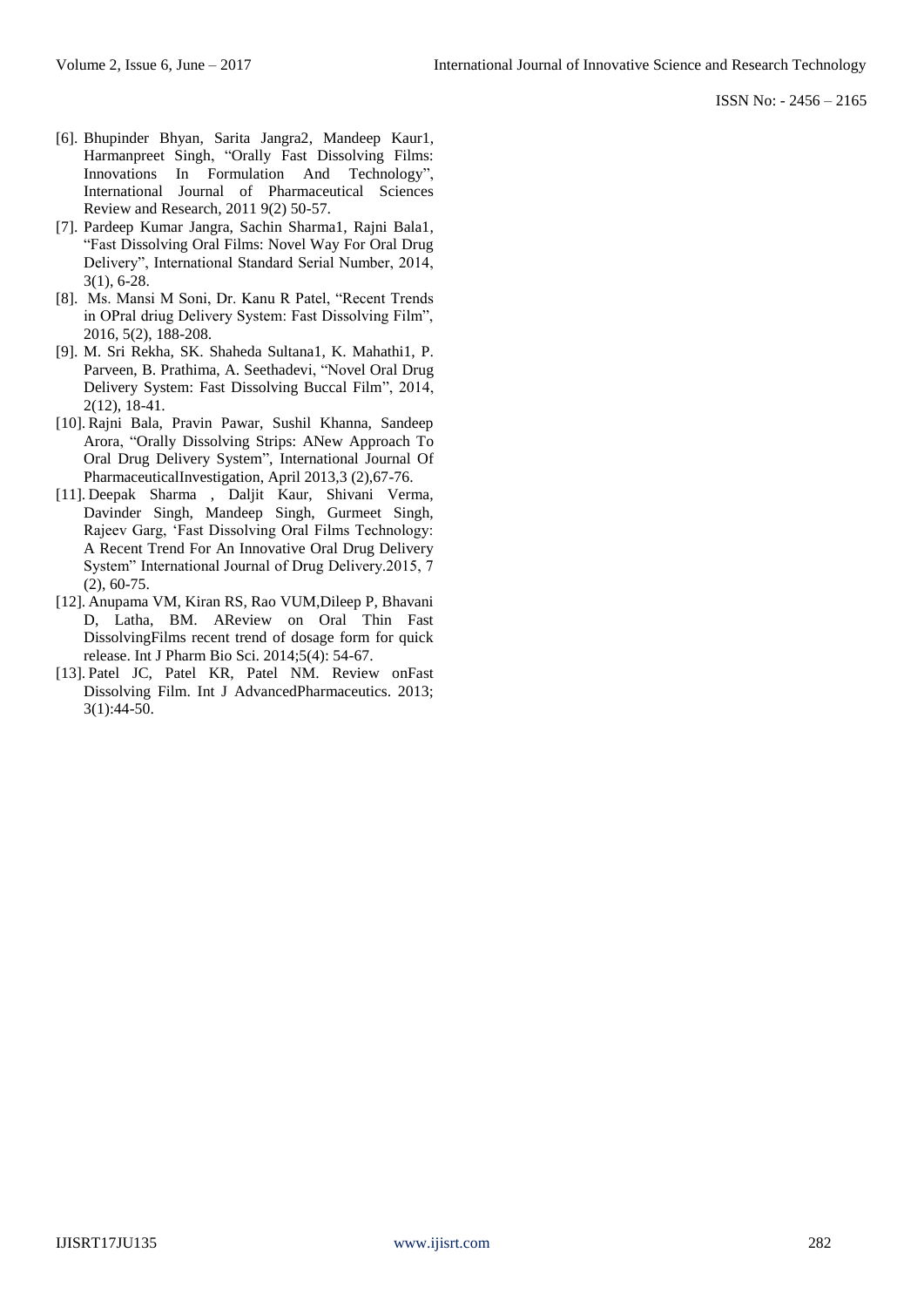[6]. Bhupinder Bhyan, Sarita Jangra2, Mandeep Kaur1, Harmanpreet Singh, "Orally Fast Dissolving Films: Innovations In Formulation And Technology", International Journal of Pharmaceutical Sciences Review and Research, 2011 9(2) 50-57.

[7]. Pardeep Kumar Jangra, Sachin Sharma1, Rajni Bala1, "Fast Dissolving Oral Films: Novel Way For Oral Drug Delivery", International Standard Serial Number, 2014, 3(1), 6-28.

[8]. Ms. Mansi M Soni, Dr. Kanu R Patel, "Recent Trends in OPral driug Delivery System: Fast Dissolving Film", 2016, 5(2), 188-208.

[9]. M. Sri Rekha, SK. Shaheda Sultana1, K. Mahathi1, P. Parveen, B. Prathima, A. Seethadevi, "Novel Oral Drug Delivery System: Fast Dissolving Buccal Film", 2014, 2(12), 18-41.

[10]. Rajni Bala, Pravin Pawar, Sushil Khanna, Sandeep Arora, "Orally Dissolving Strips: ANew Approach To Oral Drug Delivery System", International Journal Of PharmaceuticalInvestigation, April 2013,3 (2),67-76.

[11]. Deepak Sharma , Daljit Kaur, Shivani Verma, Davinder Singh, Mandeep Singh, Gurmeet Singh, Rajeev Garg, 'Fast Dissolving Oral Films Technology: A Recent Trend For An Innovative Oral Drug Delivery System" International Journal of Drug Delivery.2015, 7 (2), 60-75.

[12]. Anupama VM, Kiran RS, Rao VUM,Dileep P, Bhavani D, Latha, BM. AReview on Oral Thin Fast DissolvingFilms recent trend of dosage form for quick release. Int J Pharm Bio Sci. 2014;5(4): 54-67.

[13]. Patel JC, Patel KR, Patel NM. Review onFast Dissolving Film. Int J AdvancedPharmaceutics. 2013; 3(1):44-50.